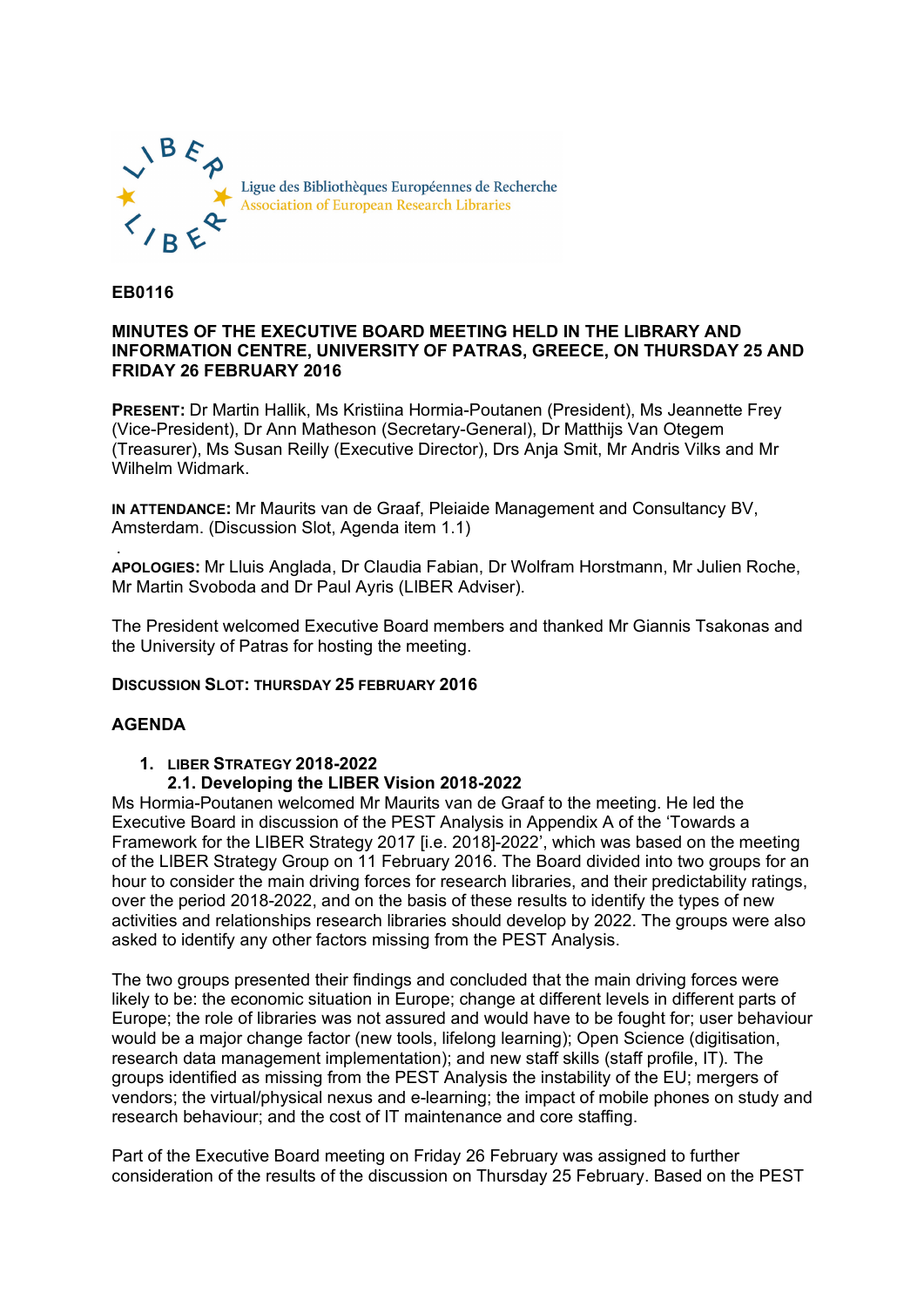Ligue des Bibliothèques Européennes de Recherche
Association of European Research Libraries

**EB0116**

# MINUTES OF THE EXECUTIVE BOARD MEETING HELD IN THE LIBRARY AND INFORMATION CENTRE, UNIVERSITY OF PATRAS, GREECE, ON THURSDAY 25 AND FRIDAY 26 FEBRUARY 2016

**PRESENT:** Dr Martin Hallik, Ms Kristiina Hormia-Poutanen (President), Ms Jeannette Frey (Vice-President), Dr Ann Matheson (Secretary-General), Dr Matthijs Van Otegem (Treasurer), Ms Susan Reilly (Executive Director), Drs Anja Smit, Mr Andris Vilks and Mr Wilhelm Widmark.

**IN ATTENDANCE:** Mr Maurits van de Graaf, Pleiaide Management and Consultancy BV, Amsterdam. (Discussion Slot, Agenda item 1.1)

.

**APOLOGIES:** Mr Lluis Anglada, Dr Claudia Fabian, Dr Wolfram Horstmann, Mr Julien Roche, Mr Martin Svoboda and Dr Paul Ayris (LIBER Adviser).

The President welcomed Executive Board members and thanked Mr Giannis Tsakonas and the University of Patras for hosting the meeting.

**DISCUSSION SLOT: THURSDAY 25 FEBRUARY 2016**

## AGENDA

1. **LIBER STRATEGY 2018-2022**

### 2.1. Developing the LIBER Vision 2018-2022

Ms Hormia-Poutanen welcomed Mr Maurits van de Graaf to the meeting. He led the Executive Board in discussion of the PEST Analysis in Appendix A of the 'Towards a Framework for the LIBER Strategy 2017 [i.e. 2018]-2022', which was based on the meeting of the LIBER Strategy Group on 11 February 2016. The Board divided into two groups for an hour to consider the main driving forces for research libraries, and their predictability ratings, over the period 2018-2022, and on the basis of these results to identify the types of new activities and relationships research libraries should develop by 2022. The groups were also asked to identify any other factors missing from the PEST Analysis.

The two groups presented their findings and concluded that the main driving forces were likely to be: the economic situation in Europe; change at different levels in different parts of Europe; the role of libraries was not assured and would have to be fought for; user behaviour would be a major change factor (new tools, lifelong learning); Open Science (digitisation, research data management implementation); and new staff skills (staff profile, IT). The groups identified as missing from the PEST Analysis the instability of the EU; mergers of vendors; the virtual/physical nexus and e-learning; the impact of mobile phones on study and research behaviour; and the cost of IT maintenance and core staffing.

Part of the Executive Board meeting on Friday 26 February was assigned to further consideration of the results of the discussion on Thursday 25 February. Based on the PEST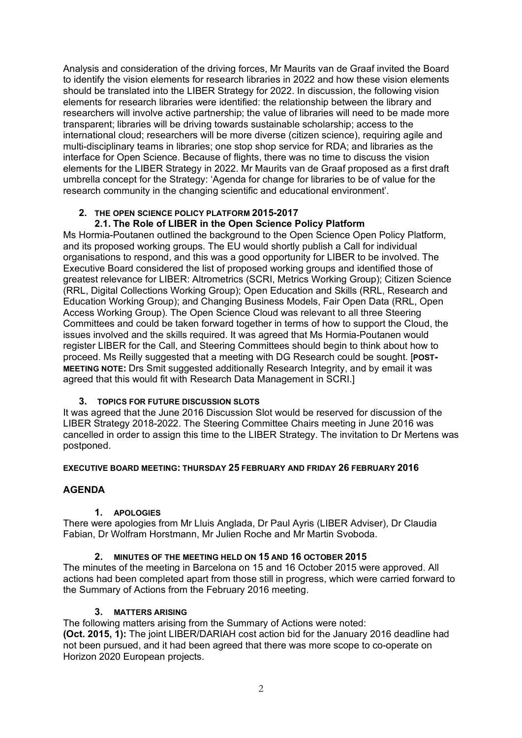Analysis and consideration of the driving forces, Mr Maurits van de Graaf invited the Board to identify the vision elements for research libraries in 2022 and how these vision elements should be translated into the LIBER Strategy for 2022. In discussion, the following vision elements for research libraries were identified: the relationship between the library and researchers will involve active partnership; the value of libraries will need to be made more transparent; libraries will be driving towards sustainable scholarship; access to the international cloud; researchers will be more diverse (citizen science), requiring agile and multi-disciplinary teams in libraries; one stop shop service for RDA; and libraries as the interface for Open Science. Because of flights, there was no time to discuss the vision elements for the LIBER Strategy in 2022. Mr Maurits van de Graaf proposed as a first draft umbrella concept for the Strategy: 'Agenda for change for libraries to be of value for the research community in the changing scientific and educational environment'.

## 2. THE OPEN SCIENCE POLICY PLATFORM 2015-2017

### 2.1. The Role of LIBER in the Open Science Policy Platform

Ms Hormia-Poutanen outlined the background to the Open Science Open Policy Platform, and its proposed working groups. The EU would shortly publish a Call for individual organisations to respond, and this was a good opportunity for LIBER to be involved. The Executive Board considered the list of proposed working groups and identified those of greatest relevance for LIBER: Altrometrics (SCRI, Metrics Working Group); Citizen Science (RRL, Digital Collections Working Group); Open Education and Skills (RRL, Research and Education Working Group); and Changing Business Models, Fair Open Data (RRL, Open Access Working Group). The Open Science Cloud was relevant to all three Steering Committees and could be taken forward together in terms of how to support the Cloud, the issues involved and the skills required. It was agreed that Ms Hormia-Poutanen would register LIBER for the Call, and Steering Committees should begin to think about how to proceed. Ms Reilly suggested that a meeting with DG Research could be sought. [**POST-MEETING NOTE:** Drs Smit suggested additionally Research Integrity, and by email it was agreed that this would fit with Research Data Management in SCRI.]

## 3. TOPICS FOR FUTURE DISCUSSION SLOTS

It was agreed that the June 2016 Discussion Slot would be reserved for discussion of the LIBER Strategy 2018-2022. The Steering Committee Chairs meeting in June 2016 was cancelled in order to assign this time to the LIBER Strategy. The invitation to Dr Mertens was postponed.

# EXECUTIVE BOARD MEETING: THURSDAY 25 FEBRUARY AND FRIDAY 26 FEBRUARY 2016

## AGENDA

### 1. APOLOGIES

There were apologies from Mr Lluis Anglada, Dr Paul Ayris (LIBER Adviser), Dr Claudia Fabian, Dr Wolfram Horstmann, Mr Julien Roche and Mr Martin Svoboda.

### 2. MINUTES OF THE MEETING HELD ON 15 AND 16 OCTOBER 2015

The minutes of the meeting in Barcelona on 15 and 16 October 2015 were approved. All actions had been completed apart from those still in progress, which were carried forward to the Summary of Actions from the February 2016 meeting.

### 3. MATTERS ARISING

The following matters arising from the Summary of Actions were noted:

**(Oct. 2015, 1):** The joint LIBER/DARIAH cost action bid for the January 2016 deadline had not been pursued, and it had been agreed that there was more scope to co-operate on Horizon 2020 European projects.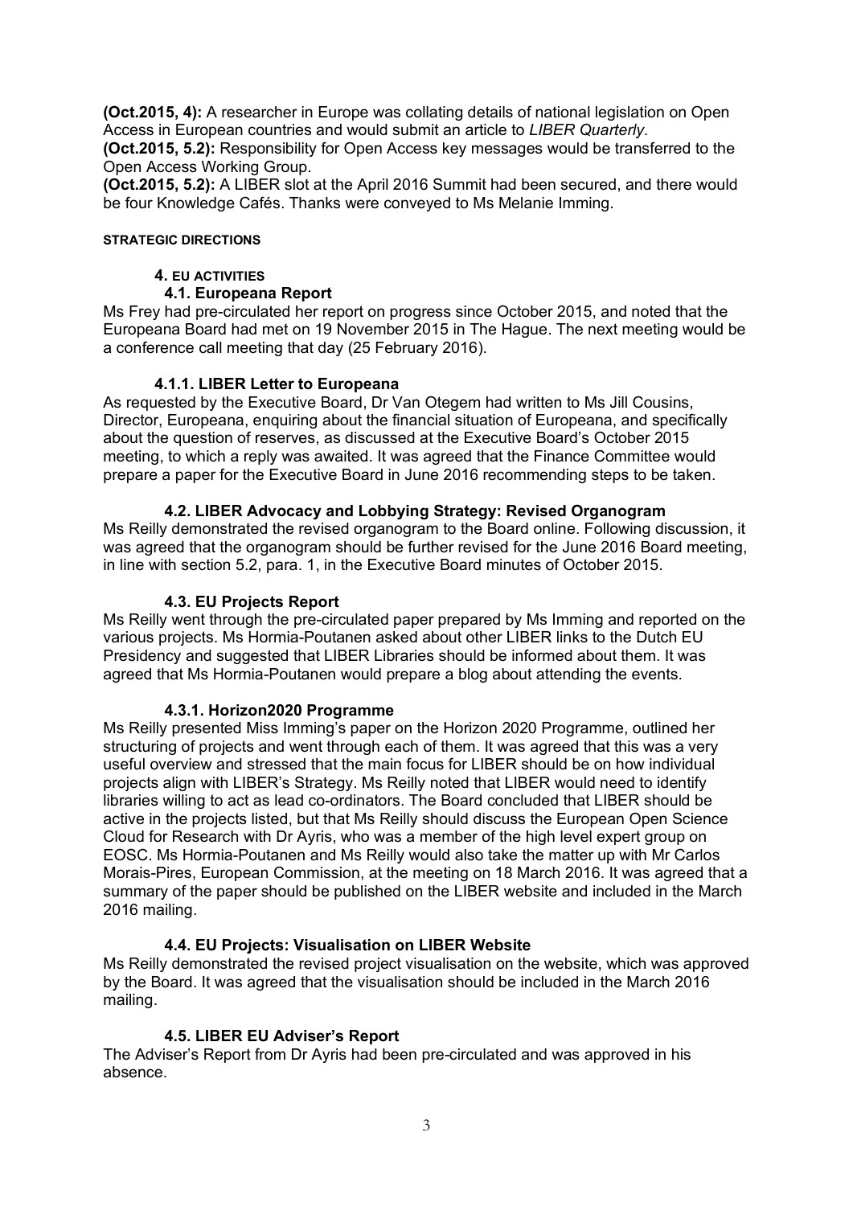**(Oct.2015, 4):** A researcher in Europe was collating details of national legislation on Open Access in European countries and would submit an article to *LIBER Quarterly*.
**(Oct.2015, 5.2):** Responsibility for Open Access key messages would be transferred to the Open Access Working Group.
**(Oct.2015, 5.2):** A LIBER slot at the April 2016 Summit had been secured, and there would be four Knowledge Cafés. Thanks were conveyed to Ms Melanie Imming.

#### STRATEGIC DIRECTIONS

## 4. EU ACTIVITIES

### 4.1. Europeana Report

Ms Frey had pre-circulated her report on progress since October 2015, and noted that the Europeana Board had met on 19 November 2015 in The Hague. The next meeting would be a conference call meeting that day (25 February 2016).

#### 4.1.1. LIBER Letter to Europeana

As requested by the Executive Board, Dr Van Otegem had written to Ms Jill Cousins, Director, Europeana, enquiring about the financial situation of Europeana, and specifically about the question of reserves, as discussed at the Executive Board's October 2015 meeting, to which a reply was awaited. It was agreed that the Finance Committee would prepare a paper for the Executive Board in June 2016 recommending steps to be taken.

### 4.2. LIBER Advocacy and Lobbying Strategy: Revised Organogram

Ms Reilly demonstrated the revised organogram to the Board online. Following discussion, it was agreed that the organogram should be further revised for the June 2016 Board meeting, in line with section 5.2, para. 1, in the Executive Board minutes of October 2015.

### 4.3. EU Projects Report

Ms Reilly went through the pre-circulated paper prepared by Ms Imming and reported on the various projects. Ms Hormia-Poutanen asked about other LIBER links to the Dutch EU Presidency and suggested that LIBER Libraries should be informed about them. It was agreed that Ms Hormia-Poutanen would prepare a blog about attending the events.

#### 4.3.1. Horizon2020 Programme

Ms Reilly presented Miss Imming's paper on the Horizon 2020 Programme, outlined her structuring of projects and went through each of them. It was agreed that this was a very useful overview and stressed that the main focus for LIBER should be on how individual projects align with LIBER's Strategy. Ms Reilly noted that LIBER would need to identify libraries willing to act as lead co-ordinators. The Board concluded that LIBER should be active in the projects listed, but that Ms Reilly should discuss the European Open Science Cloud for Research with Dr Ayris, who was a member of the high level expert group on EOSC. Ms Hormia-Poutanen and Ms Reilly would also take the matter up with Mr Carlos Morais-Pires, European Commission, at the meeting on 18 March 2016. It was agreed that a summary of the paper should be published on the LIBER website and included in the March 2016 mailing.

### 4.4. EU Projects: Visualisation on LIBER Website

Ms Reilly demonstrated the revised project visualisation on the website, which was approved by the Board. It was agreed that the visualisation should be included in the March 2016 mailing.

### 4.5. LIBER EU Adviser's Report

The Adviser's Report from Dr Ayris had been pre-circulated and was approved in his absence.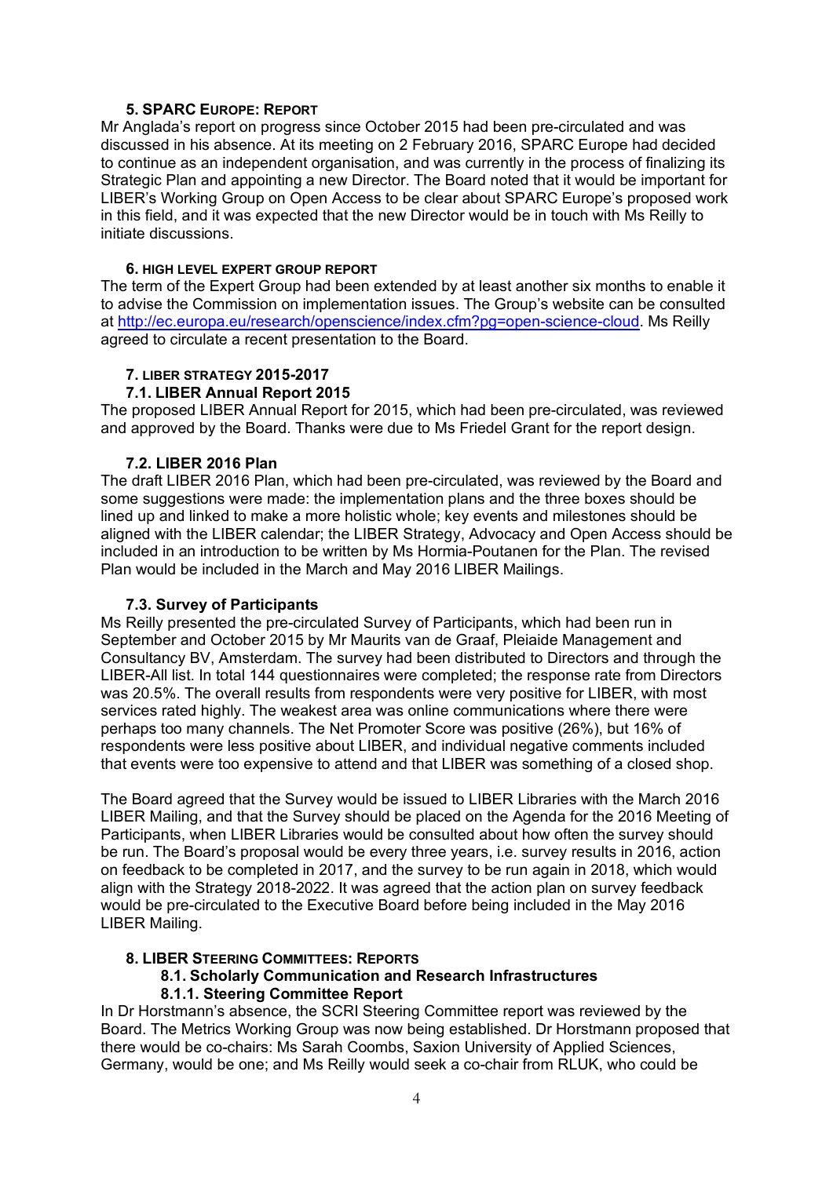### 5. SPARC EUROPE: REPORT

Mr Anglada's report on progress since October 2015 had been pre-circulated and was discussed in his absence. At its meeting on 2 February 2016, SPARC Europe had decided to continue as an independent organisation, and was currently in the process of finalizing its Strategic Plan and appointing a new Director. The Board noted that it would be important for LIBER's Working Group on Open Access to be clear about SPARC Europe's proposed work in this field, and it was expected that the new Director would be in touch with Ms Reilly to initiate discussions.

### 6. HIGH LEVEL EXPERT GROUP REPORT

The term of the Expert Group had been extended by at least another six months to enable it to advise the Commission on implementation issues. The Group's website can be consulted at http://ec.europa.eu/research/openscience/index.cfm?pg=open-science-cloud. Ms Reilly agreed to circulate a recent presentation to the Board.

### 7. LIBER STRATEGY 2015-2017

#### 7.1. LIBER Annual Report 2015

The proposed LIBER Annual Report for 2015, which had been pre-circulated, was reviewed and approved by the Board. Thanks were due to Ms Friedel Grant for the report design.

#### 7.2. LIBER 2016 Plan

The draft LIBER 2016 Plan, which had been pre-circulated, was reviewed by the Board and some suggestions were made: the implementation plans and the three boxes should be lined up and linked to make a more holistic whole; key events and milestones should be aligned with the LIBER calendar; the LIBER Strategy, Advocacy and Open Access should be included in an introduction to be written by Ms Hormia-Poutanen for the Plan. The revised Plan would be included in the March and May 2016 LIBER Mailings.

#### 7.3. Survey of Participants

Ms Reilly presented the pre-circulated Survey of Participants, which had been run in September and October 2015 by Mr Maurits van de Graaf, Pleiaide Management and Consultancy BV, Amsterdam. The survey had been distributed to Directors and through the LIBER-All list. In total 144 questionnaires were completed; the response rate from Directors was 20.5%. The overall results from respondents were very positive for LIBER, with most services rated highly. The weakest area was online communications where there were perhaps too many channels. The Net Promoter Score was positive (26%), but 16% of respondents were less positive about LIBER, and individual negative comments included that events were too expensive to attend and that LIBER was something of a closed shop.

The Board agreed that the Survey would be issued to LIBER Libraries with the March 2016 LIBER Mailing, and that the Survey should be placed on the Agenda for the 2016 Meeting of Participants, when LIBER Libraries would be consulted about how often the survey should be run. The Board's proposal would be every three years, i.e. survey results in 2016, action on feedback to be completed in 2017, and the survey to be run again in 2018, which would align with the Strategy 2018-2022. It was agreed that the action plan on survey feedback would be pre-circulated to the Executive Board before being included in the May 2016 LIBER Mailing.

### 8. LIBER STEERING COMMITTEES: REPORTS

#### 8.1. Scholarly Communication and Research Infrastructures

##### 8.1.1. Steering Committee Report

In Dr Horstmann's absence, the SCRI Steering Committee report was reviewed by the Board. The Metrics Working Group was now being established. Dr Horstmann proposed that there would be co-chairs: Ms Sarah Coombs, Saxion University of Applied Sciences, Germany, would be one; and Ms Reilly would seek a co-chair from RLUK, who could be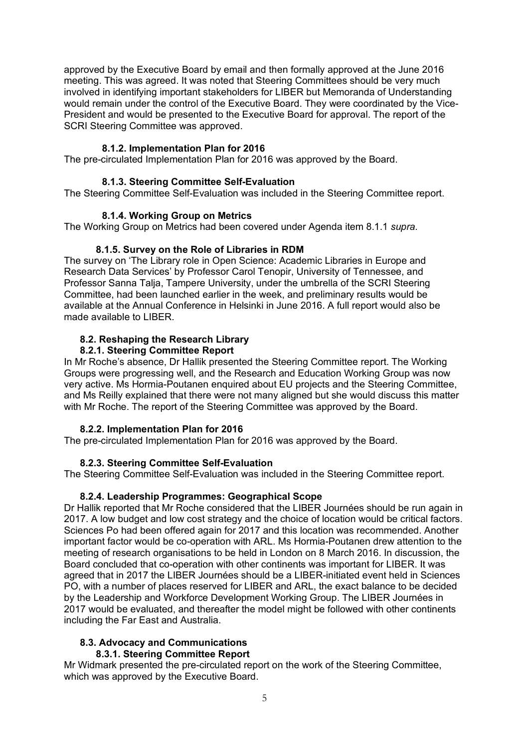approved by the Executive Board by email and then formally approved at the June 2016 meeting. This was agreed. It was noted that Steering Committees should be very much involved in identifying important stakeholders for LIBER but Memoranda of Understanding would remain under the control of the Executive Board. They were coordinated by the Vice-President and would be presented to the Executive Board for approval. The report of the SCRI Steering Committee was approved.

#### 8.1.2. Implementation Plan for 2016

The pre-circulated Implementation Plan for 2016 was approved by the Board.

#### 8.1.3. Steering Committee Self-Evaluation

The Steering Committee Self-Evaluation was included in the Steering Committee report.

#### 8.1.4. Working Group on Metrics

The Working Group on Metrics had been covered under Agenda item 8.1.1 *supra*.

#### 8.1.5. Survey on the Role of Libraries in RDM

The survey on 'The Library role in Open Science: Academic Libraries in Europe and Research Data Services' by Professor Carol Tenopir, University of Tennessee, and Professor Sanna Talja, Tampere University, under the umbrella of the SCRI Steering Committee, had been launched earlier in the week, and preliminary results would be available at the Annual Conference in Helsinki in June 2016. A full report would also be made available to LIBER.

### 8.2. Reshaping the Research Library

#### 8.2.1. Steering Committee Report

In Mr Roche's absence, Dr Hallik presented the Steering Committee report. The Working Groups were progressing well, and the Research and Education Working Group was now very active. Ms Hormia-Poutanen enquired about EU projects and the Steering Committee, and Ms Reilly explained that there were not many aligned but she would discuss this matter with Mr Roche. The report of the Steering Committee was approved by the Board.

#### 8.2.2. Implementation Plan for 2016

The pre-circulated Implementation Plan for 2016 was approved by the Board.

#### 8.2.3. Steering Committee Self-Evaluation

The Steering Committee Self-Evaluation was included in the Steering Committee report.

#### 8.2.4. Leadership Programmes: Geographical Scope

Dr Hallik reported that Mr Roche considered that the LIBER Journées should be run again in 2017. A low budget and low cost strategy and the choice of location would be critical factors. Sciences Po had been offered again for 2017 and this location was recommended. Another important factor would be co-operation with ARL. Ms Hormia-Poutanen drew attention to the meeting of research organisations to be held in London on 8 March 2016. In discussion, the Board concluded that co-operation with other continents was important for LIBER. It was agreed that in 2017 the LIBER Journées should be a LIBER-initiated event held in Sciences PO, with a number of places reserved for LIBER and ARL, the exact balance to be decided by the Leadership and Workforce Development Working Group. The LIBER Journées in 2017 would be evaluated, and thereafter the model might be followed with other continents including the Far East and Australia.

### 8.3. Advocacy and Communications

#### 8.3.1. Steering Committee Report

Mr Widmark presented the pre-circulated report on the work of the Steering Committee, which was approved by the Executive Board.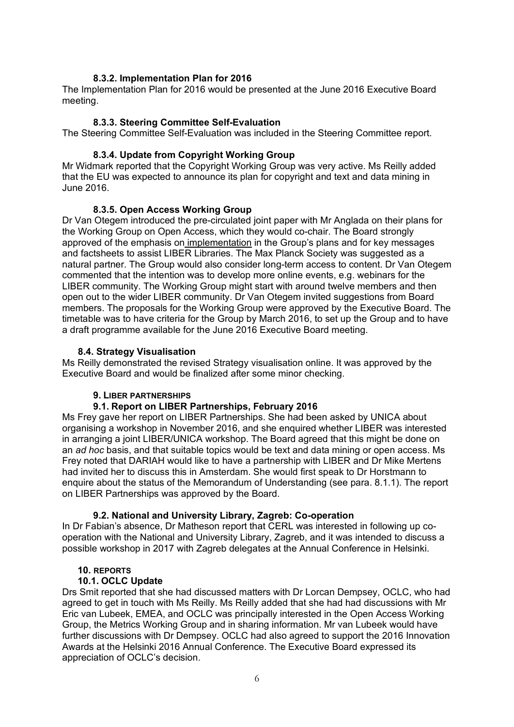#### 8.3.2. Implementation Plan for 2016

The Implementation Plan for 2016 would be presented at the June 2016 Executive Board meeting.

#### 8.3.3. Steering Committee Self-Evaluation

The Steering Committee Self-Evaluation was included in the Steering Committee report.

#### 8.3.4. Update from Copyright Working Group

Mr Widmark reported that the Copyright Working Group was very active. Ms Reilly added that the EU was expected to announce its plan for copyright and text and data mining in June 2016.

#### 8.3.5. Open Access Working Group

Dr Van Otegem introduced the pre-circulated joint paper with Mr Anglada on their plans for the Working Group on Open Access, which they would co-chair. The Board strongly approved of the emphasis on implementation in the Group's plans and for key messages and factsheets to assist LIBER Libraries. The Max Planck Society was suggested as a natural partner. The Group would also consider long-term access to content. Dr Van Otegem commented that the intention was to develop more online events, e.g. webinars for the LIBER community. The Working Group might start with around twelve members and then open out to the wider LIBER community. Dr Van Otegem invited suggestions from Board members. The proposals for the Working Group were approved by the Executive Board. The timetable was to have criteria for the Group by March 2016, to set up the Group and to have a draft programme available for the June 2016 Executive Board meeting.

### 8.4. Strategy Visualisation

Ms Reilly demonstrated the revised Strategy visualisation online. It was approved by the Executive Board and would be finalized after some minor checking.

## 9. LIBER PARTNERSHIPS

### 9.1. Report on LIBER Partnerships, February 2016

Ms Frey gave her report on LIBER Partnerships. She had been asked by UNICA about organising a workshop in November 2016, and she enquired whether LIBER was interested in arranging a joint LIBER/UNICA workshop. The Board agreed that this might be done on an *ad hoc* basis, and that suitable topics would be text and data mining or open access. Ms Frey noted that DARIAH would like to have a partnership with LIBER and Dr Mike Mertens had invited her to discuss this in Amsterdam. She would first speak to Dr Horstmann to enquire about the status of the Memorandum of Understanding (see para. 8.1.1). The report on LIBER Partnerships was approved by the Board.

### 9.2. National and University Library, Zagreb: Co-operation

In Dr Fabian's absence, Dr Matheson report that CERL was interested in following up co-operation with the National and University Library, Zagreb, and it was intended to discuss a possible workshop in 2017 with Zagreb delegates at the Annual Conference in Helsinki.

## 10. REPORTS

### 10.1. OCLC Update

Drs Smit reported that she had discussed matters with Dr Lorcan Dempsey, OCLC, who had agreed to get in touch with Ms Reilly. Ms Reilly added that she had had discussions with Mr Eric van Lubeek, EMEA, and OCLC was principally interested in the Open Access Working Group, the Metrics Working Group and in sharing information. Mr van Lubeek would have further discussions with Dr Dempsey. OCLC had also agreed to support the 2016 Innovation Awards at the Helsinki 2016 Annual Conference. The Executive Board expressed its appreciation of OCLC's decision.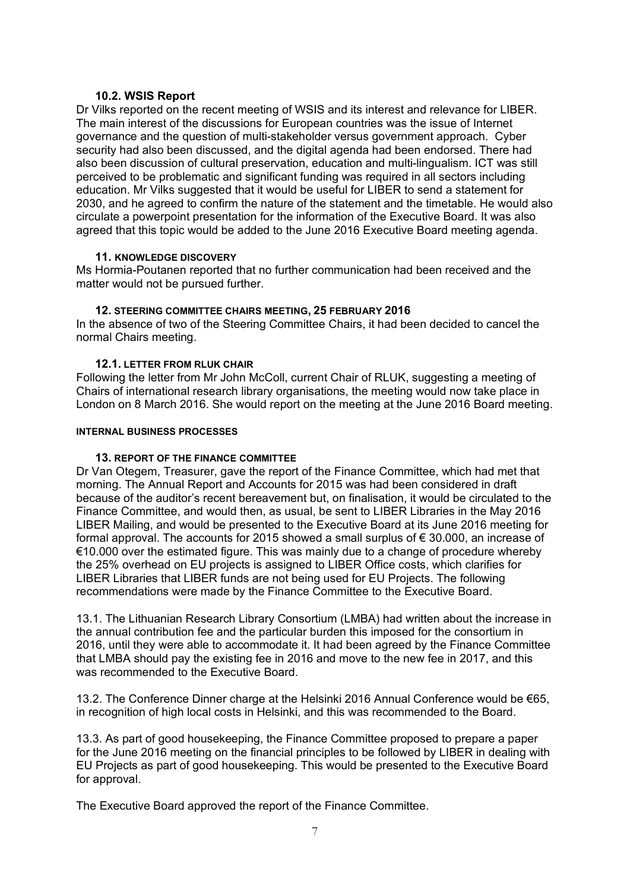### 10.2. WSIS Report

Dr Vilks reported on the recent meeting of WSIS and its interest and relevance for LIBER. The main interest of the discussions for European countries was the issue of Internet governance and the question of multi-stakeholder versus government approach. Cyber security had also been discussed, and the digital agenda had been endorsed. There had also been discussion of cultural preservation, education and multi-lingualism. ICT was still perceived to be problematic and significant funding was required in all sectors including education. Mr Vilks suggested that it would be useful for LIBER to send a statement for 2030, and he agreed to confirm the nature of the statement and the timetable. He would also circulate a powerpoint presentation for the information of the Executive Board. It was also agreed that this topic would be added to the June 2016 Executive Board meeting agenda.

### 11. KNOWLEDGE DISCOVERY

Ms Hormia-Poutanen reported that no further communication had been received and the matter would not be pursued further.

### 12. STEERING COMMITTEE CHAIRS MEETING, 25 FEBRUARY 2016

In the absence of two of the Steering Committee Chairs, it had been decided to cancel the normal Chairs meeting.

### 12.1. LETTER FROM RLUK CHAIR

Following the letter from Mr John McColl, current Chair of RLUK, suggesting a meeting of Chairs of international research library organisations, the meeting would now take place in London on 8 March 2016. She would report on the meeting at the June 2016 Board meeting.

#### INTERNAL BUSINESS PROCESSES

### 13. REPORT OF THE FINANCE COMMITTEE

Dr Van Otegem, Treasurer, gave the report of the Finance Committee, which had met that morning. The Annual Report and Accounts for 2015 was had been considered in draft because of the auditor's recent bereavement but, on finalisation, it would be circulated to the Finance Committee, and would then, as usual, be sent to LIBER Libraries in the May 2016 LIBER Mailing, and would be presented to the Executive Board at its June 2016 meeting for formal approval. The accounts for 2015 showed a small surplus of € 30.000, an increase of €10.000 over the estimated figure. This was mainly due to a change of procedure whereby the 25% overhead on EU projects is assigned to LIBER Office costs, which clarifies for LIBER Libraries that LIBER funds are not being used for EU Projects. The following recommendations were made by the Finance Committee to the Executive Board.

13.1. The Lithuanian Research Library Consortium (LMBA) had written about the increase in the annual contribution fee and the particular burden this imposed for the consortium in 2016, until they were able to accommodate it. It had been agreed by the Finance Committee that LMBA should pay the existing fee in 2016 and move to the new fee in 2017, and this was recommended to the Executive Board.

13.2. The Conference Dinner charge at the Helsinki 2016 Annual Conference would be €65, in recognition of high local costs in Helsinki, and this was recommended to the Board.

13.3. As part of good housekeeping, the Finance Committee proposed to prepare a paper for the June 2016 meeting on the financial principles to be followed by LIBER in dealing with EU Projects as part of good housekeeping. This would be presented to the Executive Board for approval.

The Executive Board approved the report of the Finance Committee.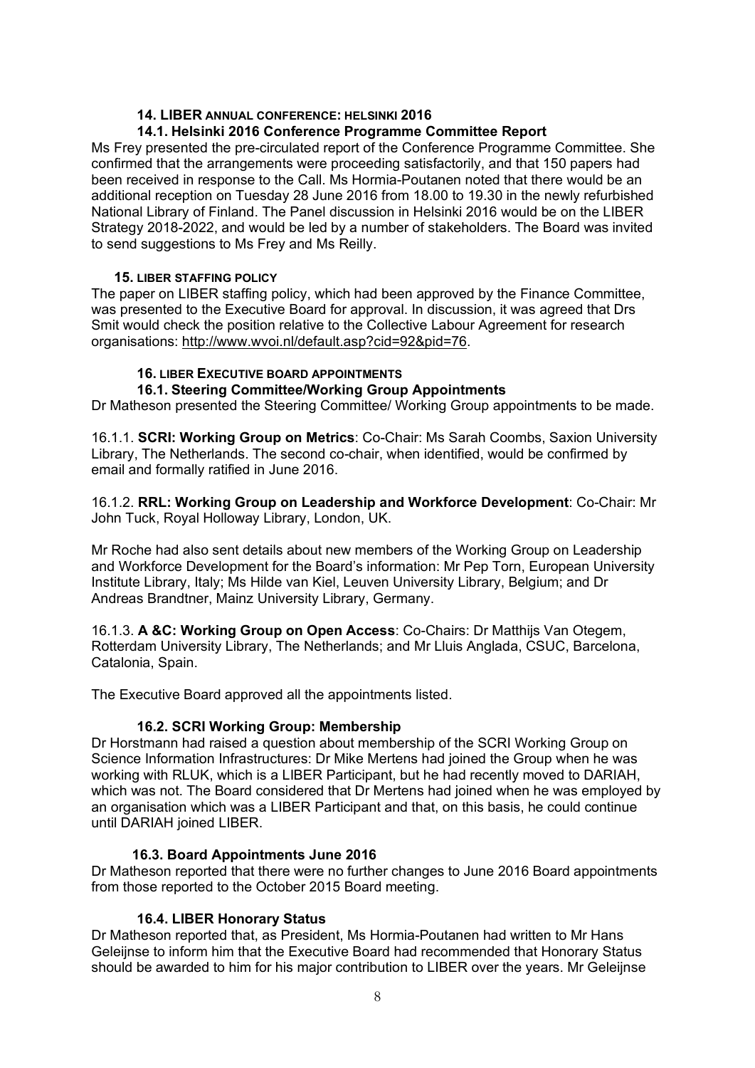### 14. LIBER ANNUAL CONFERENCE: HELSINKI 2016

#### 14.1. Helsinki 2016 Conference Programme Committee Report

Ms Frey presented the pre-circulated report of the Conference Programme Committee. She confirmed that the arrangements were proceeding satisfactorily, and that 150 papers had been received in response to the Call. Ms Hormia-Poutanen noted that there would be an additional reception on Tuesday 28 June 2016 from 18.00 to 19.30 in the newly refurbished National Library of Finland. The Panel discussion in Helsinki 2016 would be on the LIBER Strategy 2018-2022, and would be led by a number of stakeholders. The Board was invited to send suggestions to Ms Frey and Ms Reilly.

### 15. LIBER STAFFING POLICY

The paper on LIBER staffing policy, which had been approved by the Finance Committee, was presented to the Executive Board for approval. In discussion, it was agreed that Drs Smit would check the position relative to the Collective Labour Agreement for research organisations: http://www.wvoi.nl/default.asp?cid=92&pid=76.

### 16. LIBER EXECUTIVE BOARD APPOINTMENTS

#### 16.1. Steering Committee/Working Group Appointments

Dr Matheson presented the Steering Committee/ Working Group appointments to be made.

16.1.1. **SCRI: Working Group on Metrics**: Co-Chair: Ms Sarah Coombs, Saxion University Library, The Netherlands. The second co-chair, when identified, would be confirmed by email and formally ratified in June 2016.

16.1.2. **RRL: Working Group on Leadership and Workforce Development**: Co-Chair: Mr John Tuck, Royal Holloway Library, London, UK.

Mr Roche had also sent details about new members of the Working Group on Leadership and Workforce Development for the Board's information: Mr Pep Torn, European University Institute Library, Italy; Ms Hilde van Kiel, Leuven University Library, Belgium; and Dr Andreas Brandtner, Mainz University Library, Germany.

16.1.3. **A &C: Working Group on Open Access**: Co-Chairs: Dr Matthijs Van Otegem, Rotterdam University Library, The Netherlands; and Mr Lluis Anglada, CSUC, Barcelona, Catalonia, Spain.

The Executive Board approved all the appointments listed.

#### 16.2. SCRI Working Group: Membership

Dr Horstmann had raised a question about membership of the SCRI Working Group on Science Information Infrastructures: Dr Mike Mertens had joined the Group when he was working with RLUK, which is a LIBER Participant, but he had recently moved to DARIAH, which was not. The Board considered that Dr Mertens had joined when he was employed by an organisation which was a LIBER Participant and that, on this basis, he could continue until DARIAH joined LIBER.

#### 16.3. Board Appointments June 2016

Dr Matheson reported that there were no further changes to June 2016 Board appointments from those reported to the October 2015 Board meeting.

#### 16.4. LIBER Honorary Status

Dr Matheson reported that, as President, Ms Hormia-Poutanen had written to Mr Hans Geleijnse to inform him that the Executive Board had recommended that Honorary Status should be awarded to him for his major contribution to LIBER over the years. Mr Geleijnse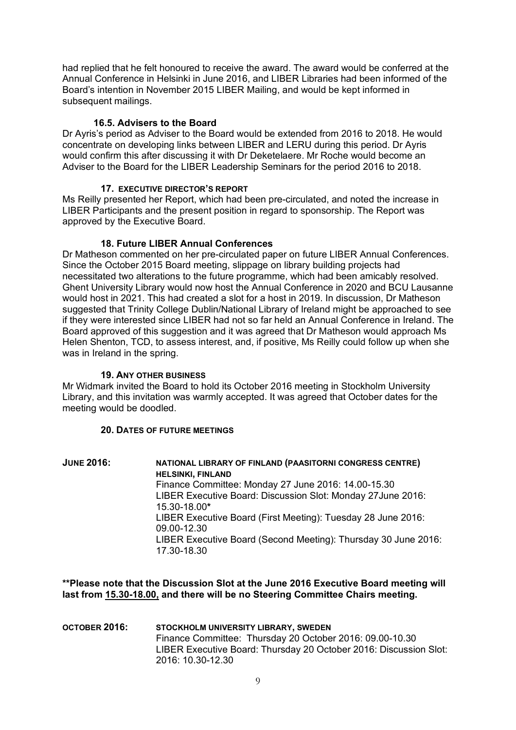had replied that he felt honoured to receive the award. The award would be conferred at the Annual Conference in Helsinki in June 2016, and LIBER Libraries had been informed of the Board's intention in November 2015 LIBER Mailing, and would be kept informed in subsequent mailings.

### 16.5. Advisers to the Board

Dr Ayris's period as Adviser to the Board would be extended from 2016 to 2018. He would concentrate on developing links between LIBER and LERU during this period. Dr Ayris would confirm this after discussing it with Dr Deketelaere. Mr Roche would become an Adviser to the Board for the LIBER Leadership Seminars for the period 2016 to 2018.

### 17. EXECUTIVE DIRECTOR'S REPORT

Ms Reilly presented her Report, which had been pre-circulated, and noted the increase in LIBER Participants and the present position in regard to sponsorship. The Report was approved by the Executive Board.

### 18. Future LIBER Annual Conferences

Dr Matheson commented on her pre-circulated paper on future LIBER Annual Conferences. Since the October 2015 Board meeting, slippage on library building projects had necessitated two alterations to the future programme, which had been amicably resolved. Ghent University Library would now host the Annual Conference in 2020 and BCU Lausanne would host in 2021. This had created a slot for a host in 2019. In discussion, Dr Matheson suggested that Trinity College Dublin/National Library of Ireland might be approached to see if they were interested since LIBER had not so far held an Annual Conference in Ireland. The Board approved of this suggestion and it was agreed that Dr Matheson would approach Ms Helen Shenton, TCD, to assess interest, and, if positive, Ms Reilly could follow up when she was in Ireland in the spring.

### 19. ANY OTHER BUSINESS

Mr Widmark invited the Board to hold its October 2016 meeting in Stockholm University Library, and this invitation was warmly accepted. It was agreed that October dates for the meeting would be doodled.

### 20. DATES OF FUTURE MEETINGS

**JUNE 2016:** **NATIONAL LIBRARY OF FINLAND (PAASITORNI CONGRESS CENTRE) HELSINKI, FINLAND**
Finance Committee: Monday 27 June 2016: 14.00-15.30
LIBER Executive Board: Discussion Slot: Monday 27June 2016: 15.30-18.00*
LIBER Executive Board (First Meeting): Tuesday 28 June 2016: 09.00-12.30
LIBER Executive Board (Second Meeting): Thursday 30 June 2016: 17.30-18.30

**Please note that the Discussion Slot at the June 2016 Executive Board meeting will last from <u>15.30-18.00,</u> and there will be no Steering Committee Chairs meeting.**

**OCTOBER 2016:** **STOCKHOLM UNIVERSITY LIBRARY, SWEDEN**
Finance Committee: Thursday 20 October 2016: 09.00-10.30
LIBER Executive Board: Thursday 20 October 2016: Discussion Slot: 2016: 10.30-12.30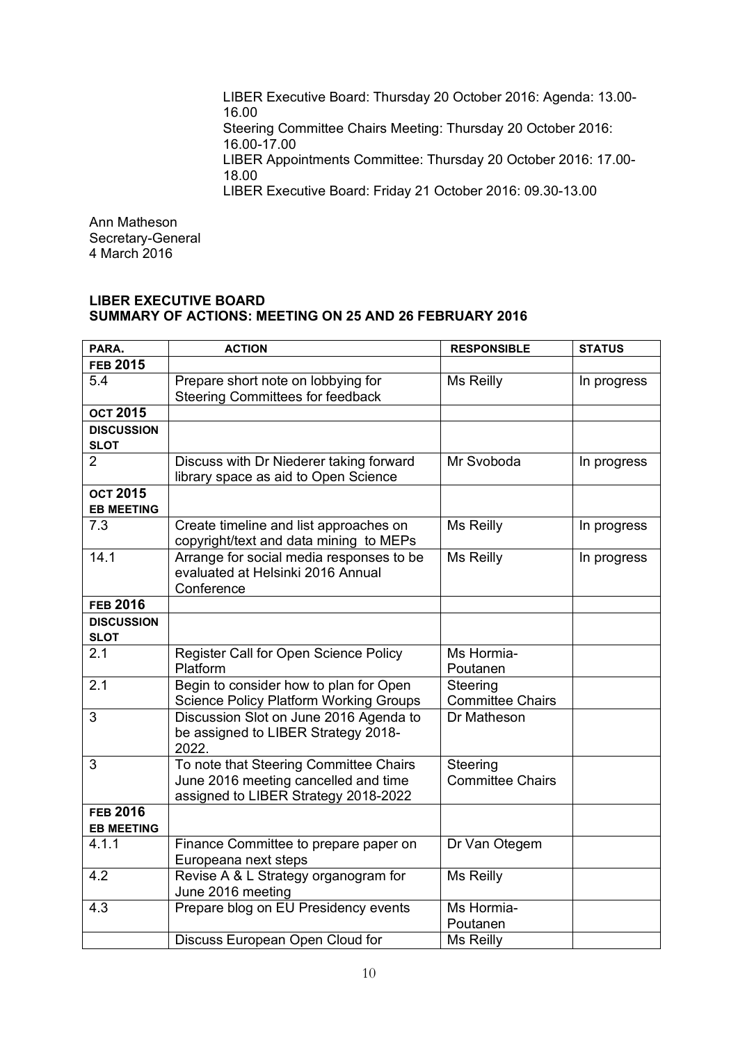LIBER Executive Board: Thursday 20 October 2016: Agenda: 13.00-16.00
Steering Committee Chairs Meeting: Thursday 20 October 2016: 16.00-17.00
LIBER Appointments Committee: Thursday 20 October 2016: 17.00-18.00
LIBER Executive Board: Friday 21 October 2016: 09.30-13.00

Ann Matheson
Secretary-General
4 March 2016

**LIBER EXECUTIVE BOARD**
**SUMMARY OF ACTIONS: MEETING ON 25 AND 26 FEBRUARY 2016**

| PARA. | ACTION | RESPONSIBLE | STATUS |
|---|---|---|---|
| **FEB 2015** | | | |
| 5.4 | Prepare short note on lobbying for Steering Committees for feedback | Ms Reilly | In progress |
| **OCT 2015** | | | |
| **DISCUSSION SLOT** | | | |
| 2 | Discuss with Dr Niederer taking forward library space as aid to Open Science | Mr Svoboda | In progress |
| **OCT 2015 EB MEETING** | | | |
| 7.3 | Create timeline and list approaches on copyright/text and data mining to MEPs | Ms Reilly | In progress |
| 14.1 | Arrange for social media responses to be evaluated at Helsinki 2016 Annual Conference | Ms Reilly | In progress |
| **FEB 2016** | | | |
| **DISCUSSION SLOT** | | | |
| 2.1 | Register Call for Open Science Policy Platform | Ms Hormia-Poutanen | |
| 2.1 | Begin to consider how to plan for Open Science Policy Platform Working Groups | Steering Committee Chairs | |
| 3 | Discussion Slot on June 2016 Agenda to be assigned to LIBER Strategy 2018-2022. | Dr Matheson | |
| 3 | To note that Steering Committee Chairs June 2016 meeting cancelled and time assigned to LIBER Strategy 2018-2022 | Steering Committee Chairs | |
| **FEB 2016 EB MEETING** | | | |
| 4.1.1 | Finance Committee to prepare paper on Europeana next steps | Dr Van Otegem | |
| 4.2 | Revise A & L Strategy organogram for June 2016 meeting | Ms Reilly | |
| 4.3 | Prepare blog on EU Presidency events | Ms Hormia-Poutanen | |
| | Discuss European Open Cloud for | Ms Reilly | |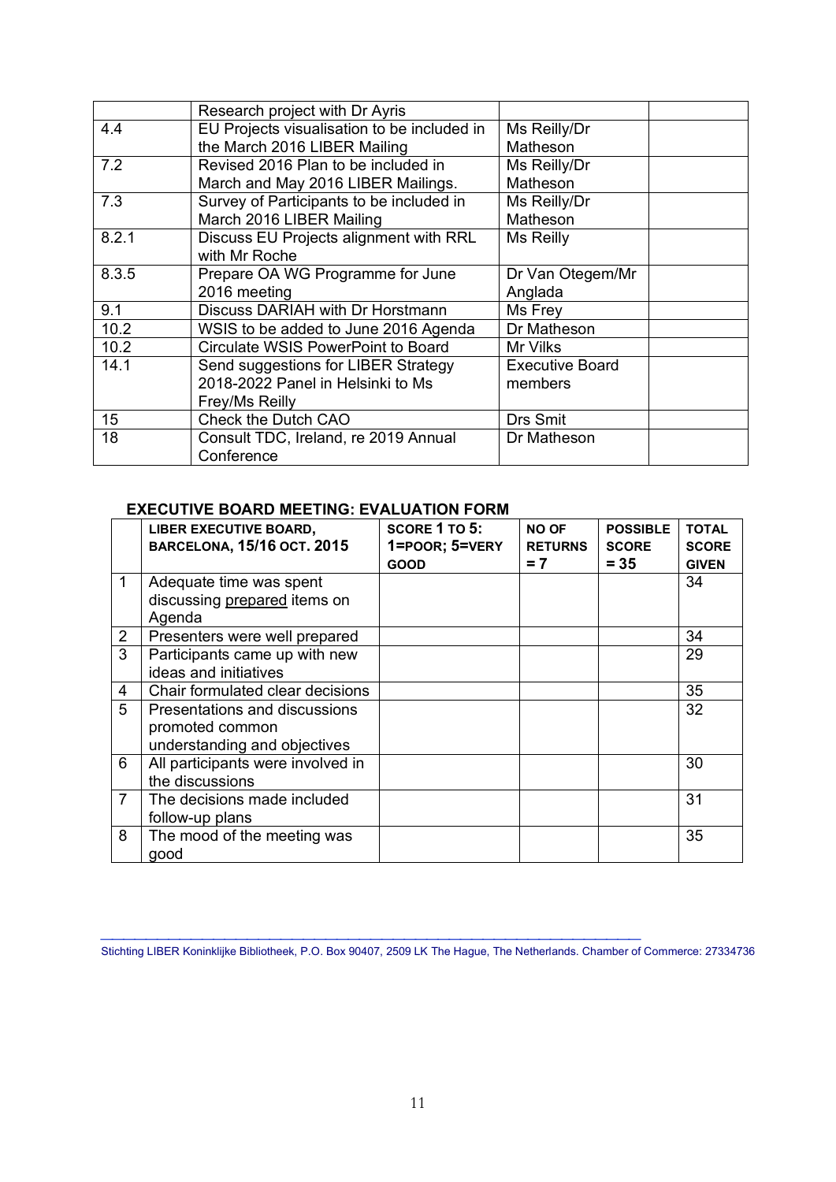| | | | |
|---|---|---|---|
| | Research project with Dr Ayris | | |
| 4.4 | EU Projects visualisation to be included in the March 2016 LIBER Mailing | Ms Reilly/Dr Matheson | |
| 7.2 | Revised 2016 Plan to be included in March and May 2016 LIBER Mailings. | Ms Reilly/Dr Matheson | |
| 7.3 | Survey of Participants to be included in March 2016 LIBER Mailing | Ms Reilly/Dr Matheson | |
| 8.2.1 | Discuss EU Projects alignment with RRL with Mr Roche | Ms Reilly | |
| 8.3.5 | Prepare OA WG Programme for June 2016 meeting | Dr Van Otegem/Mr Anglada | |
| 9.1 | Discuss DARIAH with Dr Horstmann | Ms Frey | |
| 10.2 | WSIS to be added to June 2016 Agenda | Dr Matheson | |
| 10.2 | Circulate WSIS PowerPoint to Board | Mr Vilks | |
| 14.1 | Send suggestions for LIBER Strategy 2018-2022 Panel in Helsinki to Ms Frey/Ms Reilly | Executive Board members | |
| 15 | Check the Dutch CAO | Drs Smit | |
| 18 | Consult TDC, Ireland, re 2019 Annual Conference | Dr Matheson | |

## EXECUTIVE BOARD MEETING: EVALUATION FORM

| | **LIBER EXECUTIVE BOARD, BARCELONA, 15/16 OCT. 2015** | **SCORE 1 TO 5: 1=POOR; 5=VERY GOOD** | **NO OF RETURNS = 7** | **POSSIBLE SCORE = 35** | **TOTAL SCORE GIVEN** |
|---|---|---|---|---|---|
| 1 | Adequate time was spent discussing prepared items on Agenda | | | | 34 |
| 2 | Presenters were well prepared | | | | 34 |
| 3 | Participants came up with new ideas and initiatives | | | | 29 |
| 4 | Chair formulated clear decisions | | | | 35 |
| 5 | Presentations and discussions promoted common understanding and objectives | | | | 32 |
| 6 | All participants were involved in the discussions | | | | 30 |
| 7 | The decisions made included follow-up plans | | | | 31 |
| 8 | The mood of the meeting was good | | | | 35 |

Stichting LIBER Koninklijke Bibliotheek, P.O. Box 90407, 2509 LK The Hague, The Netherlands. Chamber of Commerce: 27334736